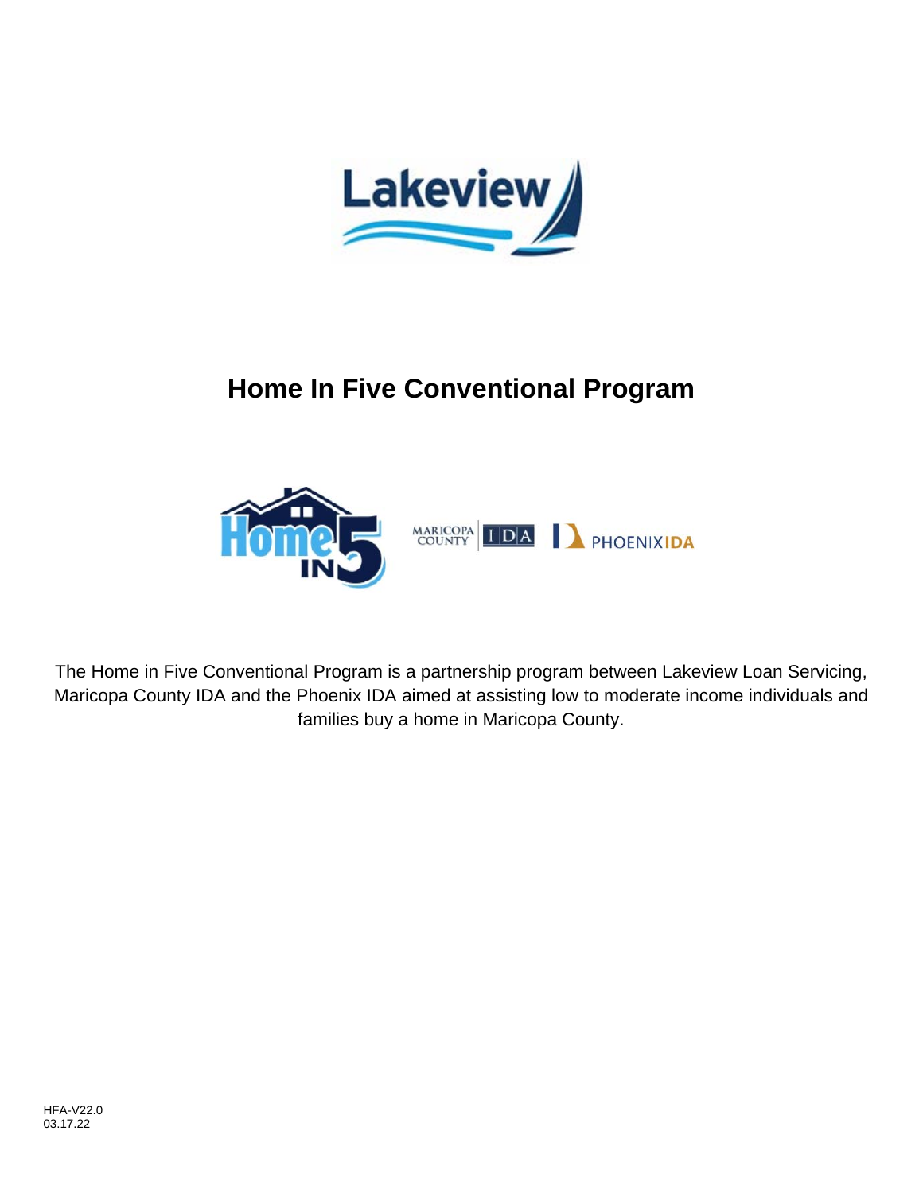# Home In Five Conventional Program

The Home in Five Conventional Program is a partnership program between Lakeview Loan Servicing, Maricopa County IDA and the Phoenix IDA aimed at assisting low to moderate income individuals and families buy a home in Maricopa County.

HFA-V22.0
03.17.22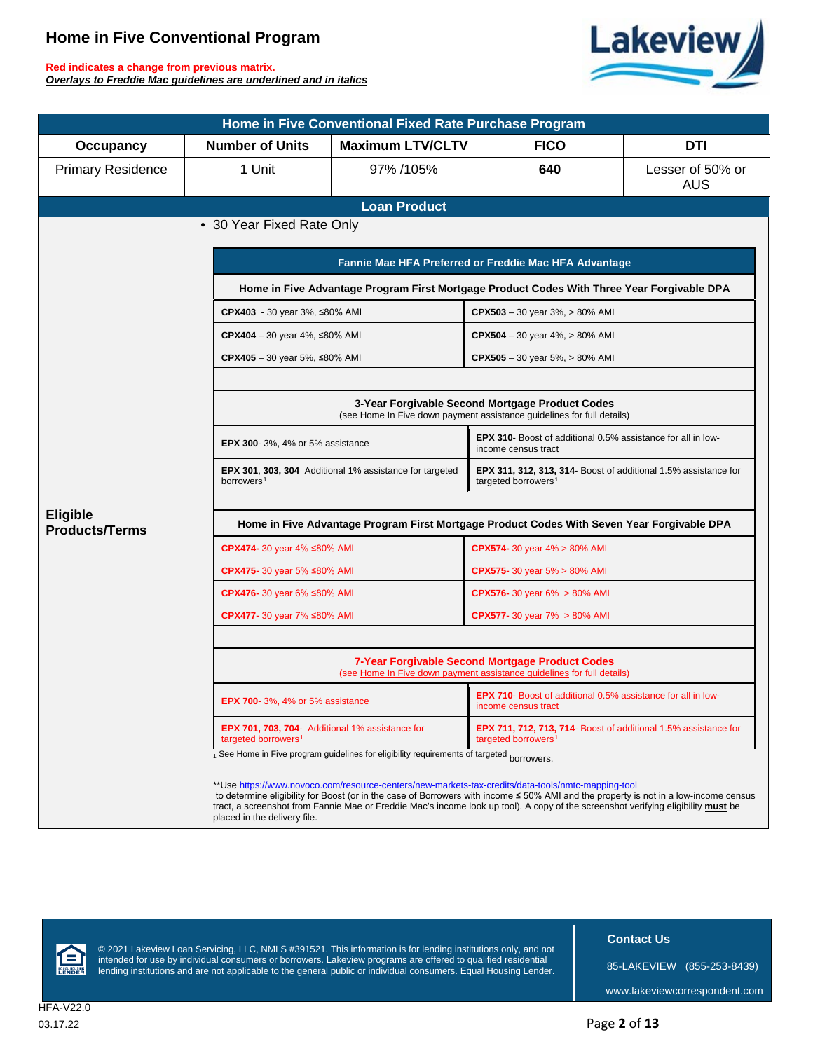# Home in Five Conventional Program

**Red indicates a change from previous matrix.**
***Overlays to Freddie Mac guidelines are underlined and in italics***

## Home in Five Conventional Fixed Rate Purchase Program

| Occupancy | Number of Units | Maximum LTV/CLTV | FICO | DTI |
|---|---|---|---|---|
| Primary Residence | 1 Unit | 97% /105% | **640** | Lesser of 50% or AUS |

### Loan Product

**Eligible Products/Terms**

- 30 Year Fixed Rate Only

**Fannie Mae HFA Preferred or Freddie Mac HFA Advantage**

**Home in Five Advantage Program First Mortgage Product Codes With Three Year Forgivable DPA**

| | |
|---|---|
| **CPX403** - 30 year 3%, ≤80% AMI | **CPX503** – 30 year 3%, > 80% AMI |
| **CPX404** – 30 year 4%, ≤80% AMI | **CPX504** – 30 year 4%, > 80% AMI |
| **CPX405** – 30 year 5%, ≤80% AMI | **CPX505** – 30 year 5%, > 80% AMI |

**3-Year Forgivable Second Mortgage Product Codes**
(see Home In Five down payment assistance guidelines for full details)

| | |
|---|---|
| **EPX 300**- 3%, 4% or 5% assistance | **EPX 310**- Boost of additional 0.5% assistance for all in low-income census tract |
| **EPX 301**, **303**, **304** Additional 1% assistance for targeted borrowers[1] | **EPX 311, 312, 313, 314**- Boost of additional 1.5% assistance for targeted borrowers[1] |

**Home in Five Advantage Program First Mortgage Product Codes With Seven Year Forgivable DPA**

| | |
|---|---|
| **CPX474**- 30 year 4% ≤80% AMI | **CPX574**- 30 year 4% > 80% AMI |
| **CPX475**- 30 year 5% ≤80% AMI | **CPX575**- 30 year 5% > 80% AMI |
| **CPX476**- 30 year 6% ≤80% AMI | **CPX576**- 30 year 6% > 80% AMI |
| **CPX477**- 30 year 7% ≤80% AMI | **CPX577**- 30 year 7% > 80% AMI |

**7-Year Forgivable Second Mortgage Product Codes**
(see Home In Five down payment assistance guidelines for full details)

| | |
|---|---|
| **EPX 700**- 3%, 4% or 5% assistance | **EPX 710**- Boost of additional 0.5% assistance for all in low-income census tract |
| **EPX 701, 703, 704**- Additional 1% assistance for targeted borrowers[1] | **EPX 711, 712, 713, 714**- Boost of additional 1.5% assistance for targeted borrowers[1] |

[1] See Home in Five program guidelines for eligibility requirements of targeted borrowers.

**Use https://www.novoco.com/resource-centers/new-markets-tax-credits/data-tools/nmtc-mapping-tool to determine eligibility for Boost (or in the case of Borrowers with income ≤ 50% AMI and the property is not in a low-income census tract, a screenshot from Fannie Mae or Freddie Mac's income look up tool). A copy of the screenshot verifying eligibility **must** be placed in the delivery file.

© 2021 Lakeview Loan Servicing, LLC, NMLS #391521. This information is for lending institutions only, and not intended for use by individual consumers or borrowers. Lakeview programs are offered to qualified residential lending institutions and are not applicable to the general public or individual consumers. Equal Housing Lender.

**Contact Us**

85-LAKEVIEW (855-253-8439)

www.lakeviewcorrespondent.com

HFA-V22.0
03.17.22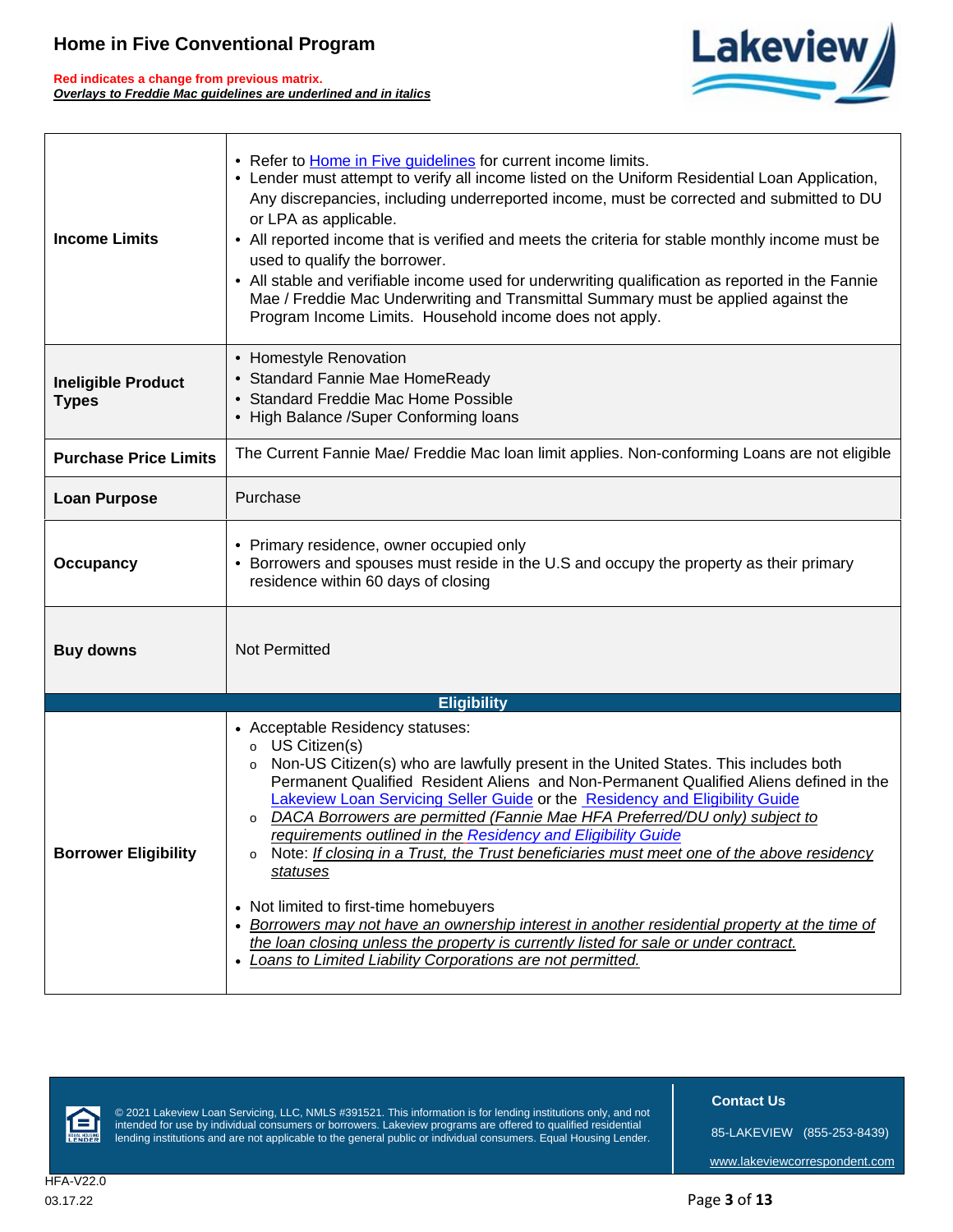| | |
|---|---|
| **Income Limits** | • Refer to [Home in Five guidelines] for current income limits.<br>• Lender must attempt to verify all income listed on the Uniform Residential Loan Application, Any discrepancies, including underreported income, must be corrected and submitted to DU or LPA as applicable.<br>• All reported income that is verified and meets the criteria for stable monthly income must be used to qualify the borrower.<br>• All stable and verifiable income used for underwriting qualification as reported in the Fannie Mae / Freddie Mac Underwriting and Transmittal Summary must be applied against the Program Income Limits. Household income does not apply. |
| **Ineligible Product Types** | • Homestyle Renovation<br>• Standard Fannie Mae HomeReady<br>• Standard Freddie Mac Home Possible<br>• High Balance /Super Conforming loans |
| **Purchase Price Limits** | The Current Fannie Mae/ Freddie Mac loan limit applies. Non-conforming Loans are not eligible |
| **Loan Purpose** | Purchase |
| **Occupancy** | • Primary residence, owner occupied only<br>• Borrowers and spouses must reside in the U.S and occupy the property as their primary residence within 60 days of closing |
| **Buy downs** | Not Permitted |
| **Eligibility** | |
| **Borrower Eligibility** | • Acceptable Residency statuses:<br>  ○ US Citizen(s)<br>  ○ Non-US Citizen(s) who are lawfully present in the United States. This includes both Permanent Qualified Resident Aliens and Non-Permanent Qualified Aliens defined in the Lakeview Loan Servicing Seller Guide or the Residency and Eligibility Guide<br>  ○ *DACA Borrowers are permitted (Fannie Mae HFA Preferred/DU only) subject to requirements outlined in the Residency and Eligibility Guide*<br>  ○ Note: *If closing in a Trust, the Trust beneficiaries must meet one of the above residency statuses*<br><br>• Not limited to first-time homebuyers<br>• *Borrowers may not have an ownership interest in another residential property at the time of the loan closing unless the property is currently listed for sale or under contract.*<br>• *Loans to Limited Liability Corporations are not permitted.* |

© 2021 Lakeview Loan Servicing, LLC, NMLS #391521. This information is for lending institutions only, and not intended for use by individual consumers or borrowers. Lakeview programs are offered to qualified residential lending institutions and are not applicable to the general public or individual consumers. Equal Housing Lender.

**Contact Us**

85-LAKEVIEW (855-253-8439)

www.lakeviewcorrespondent.com

HFA-V22.0
03.17.22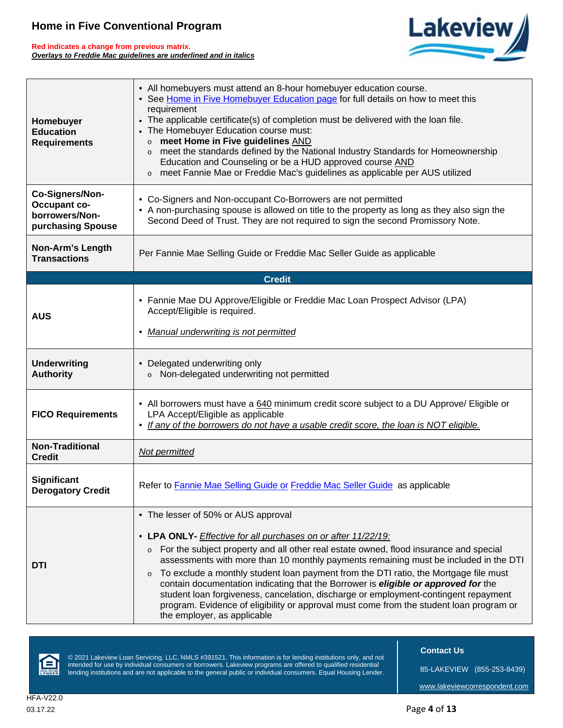# Home in Five Conventional Program

**Red indicates a change from previous matrix.**
***Overlays to Freddie Mac guidelines are underlined and in italics***

| | |
|---|---|
| **Homebuyer Education Requirements** | • All homebuyers must attend an 8-hour homebuyer education course.<br>• See Home in Five Homebuyer Education page for full details on how to meet this requirement<br>• The applicable certificate(s) of completion must be delivered with the loan file.<br>• The Homebuyer Education course must:<br>  o **meet Home in Five guidelines** AND<br>  o meet the standards defined by the National Industry Standards for Homeownership Education and Counseling or be a HUD approved course AND<br>  o meet Fannie Mae or Freddie Mac's guidelines as applicable per AUS utilized |
| **Co-Signers/Non-Occupant co-borrowers/Non-purchasing Spouse** | • Co-Signers and Non-occupant Co-Borrowers are not permitted<br>• A non-purchasing spouse is allowed on title to the property as long as they also sign the Second Deed of Trust. They are not required to sign the second Promissory Note. |
| **Non-Arm's Length Transactions** | Per Fannie Mae Selling Guide or Freddie Mac Seller Guide as applicable |
| **Credit** | |
| **AUS** | • Fannie Mae DU Approve/Eligible or Freddie Mac Loan Prospect Advisor (LPA) Accept/Eligible is required.<br>• *Manual underwriting is not permitted* |
| **Underwriting Authority** | • Delegated underwriting only<br>  o Non-delegated underwriting not permitted |
| **FICO Requirements** | • All borrowers must have a 640 minimum credit score subject to a DU Approve/ Eligible or LPA Accept/Eligible as applicable<br>• *If any of the borrowers do not have a usable credit score, the loan is NOT eligible.* |
| **Non-Traditional Credit** | *Not permitted* |
| **Significant Derogatory Credit** | Refer to Fannie Mae Selling Guide or Freddie Mac Seller Guide as applicable |
| **DTI** | • The lesser of 50% or AUS approval<br>• **LPA ONLY-** *Effective for all purchases on or after 11/22/19:*<br>  o For the subject property and all other real estate owned, flood insurance and special assessments with more than 10 monthly payments remaining must be included in the DTI<br>  o To exclude a monthly student loan payment from the DTI ratio, the Mortgage file must contain documentation indicating that the Borrower is ***eligible or approved for*** the student loan forgiveness, cancelation, discharge or employment-contingent repayment program. Evidence of eligibility or approval must come from the student loan program or the employer, as applicable |

© 2021 Lakeview Loan Servicing, LLC, NMLS #391521. This information is for lending institutions only, and not intended for use by individual consumers or borrowers. Lakeview programs are offered to qualified residential lending institutions and are not applicable to the general public or individual consumers. Equal Housing Lender.

**Contact Us**

85-LAKEVIEW (855-253-8439)

www.lakeviewcorrespondent.com

HFA-V22.0
03.17.22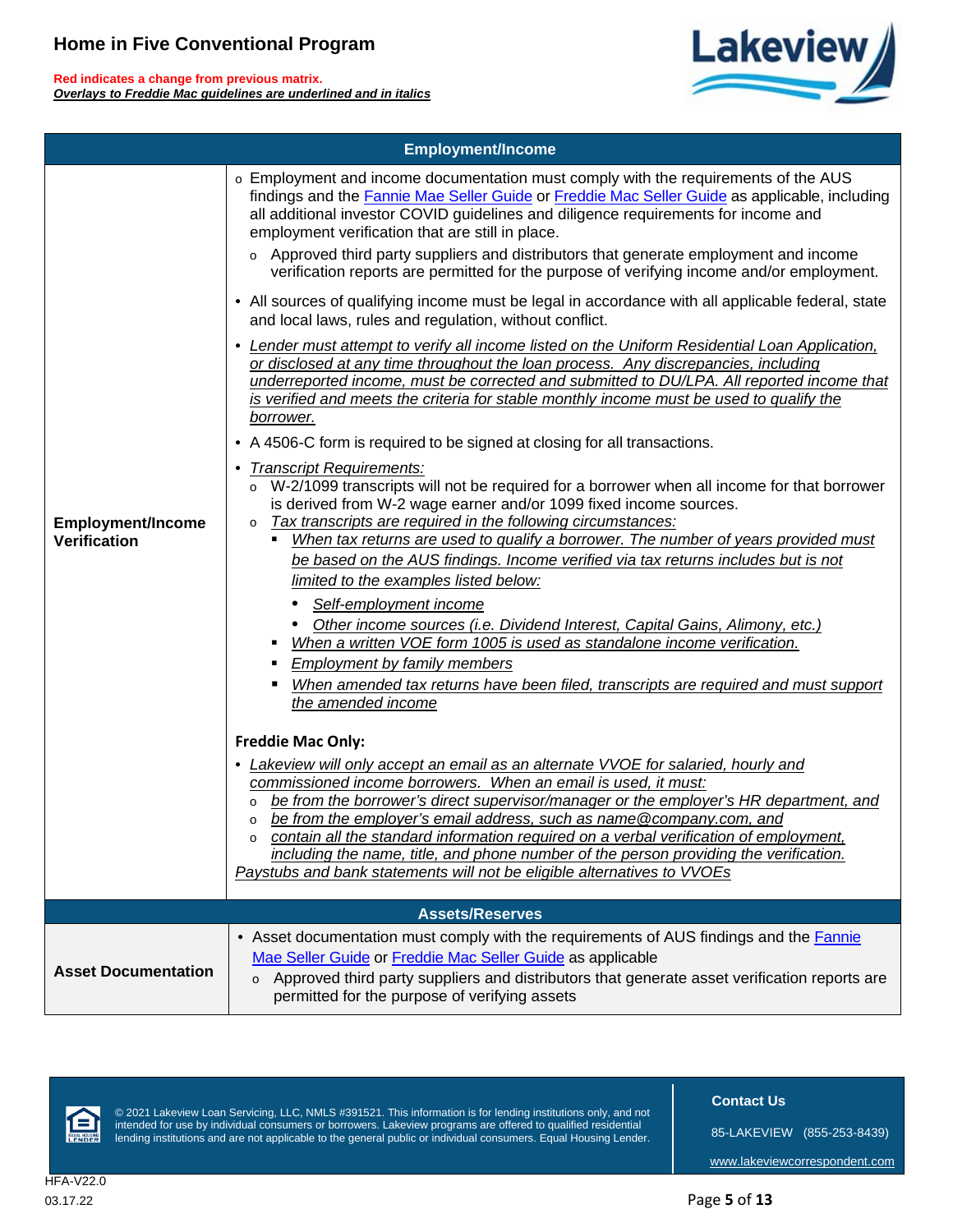# Home in Five Conventional Program

**Red indicates a change from previous matrix.**
***Overlays to Freddie Mac guidelines are underlined and in italics***

## Employment/Income

**Employment/Income Verification**

- Employment and income documentation must comply with the requirements of the AUS findings and the Fannie Mae Seller Guide or Freddie Mac Seller Guide as applicable, including all additional investor COVID guidelines and diligence requirements for income and employment verification that are still in place.
  - Approved third party suppliers and distributors that generate employment and income verification reports are permitted for the purpose of verifying income and/or employment.
- All sources of qualifying income must be legal in accordance with all applicable federal, state and local laws, rules and regulation, without conflict.
- *Lender must attempt to verify all income listed on the Uniform Residential Loan Application, or disclosed at any time throughout the loan process. Any discrepancies, including underreported income, must be corrected and submitted to DU/LPA. All reported income that is verified and meets the criteria for stable monthly income must be used to qualify the borrower.*
- A 4506-C form is required to be signed at closing for all transactions.
- *Transcript Requirements:*
  - W-2/1099 transcripts will not be required for a borrower when all income for that borrower is derived from W-2 wage earner and/or 1099 fixed income sources.
  - *Tax transcripts are required in the following circumstances:*
    - *When tax returns are used to qualify a borrower. The number of years provided must be based on the AUS findings. Income verified via tax returns includes but is not limited to the examples listed below:*
      - *Self-employment income*
      - *Other income sources (i.e. Dividend Interest, Capital Gains, Alimony, etc.)*
    - *When a written VOE form 1005 is used as standalone income verification.*
    - *Employment by family members*
    - *When amended tax returns have been filed, transcripts are required and must support the amended income*

**Freddie Mac Only:**

- *Lakeview will only accept an email as an alternate VVOE for salaried, hourly and commissioned income borrowers. When an email is used, it must:*
  - *be from the borrower's direct supervisor/manager or the employer's HR department, and*
  - *be from the employer's email address, such as name@company.com, and*
  - *contain all the standard information required on a verbal verification of employment, including the name, title, and phone number of the person providing the verification.*

*Paystubs and bank statements will not be eligible alternatives to VVOEs*

## Assets/Reserves

**Asset Documentation**

- Asset documentation must comply with the requirements of AUS findings and the Fannie Mae Seller Guide or Freddie Mac Seller Guide as applicable
  - Approved third party suppliers and distributors that generate asset verification reports are permitted for the purpose of verifying assets

© 2021 Lakeview Loan Servicing, LLC, NMLS #391521. This information is for lending institutions only, and not intended for use by individual consumers or borrowers. Lakeview programs are offered to qualified residential lending institutions and are not applicable to the general public or individual consumers. Equal Housing Lender.

**Contact Us**

85-LAKEVIEW (855-253-8439)

www.lakeviewcorrespondent.com

HFA-V22.0
03.17.22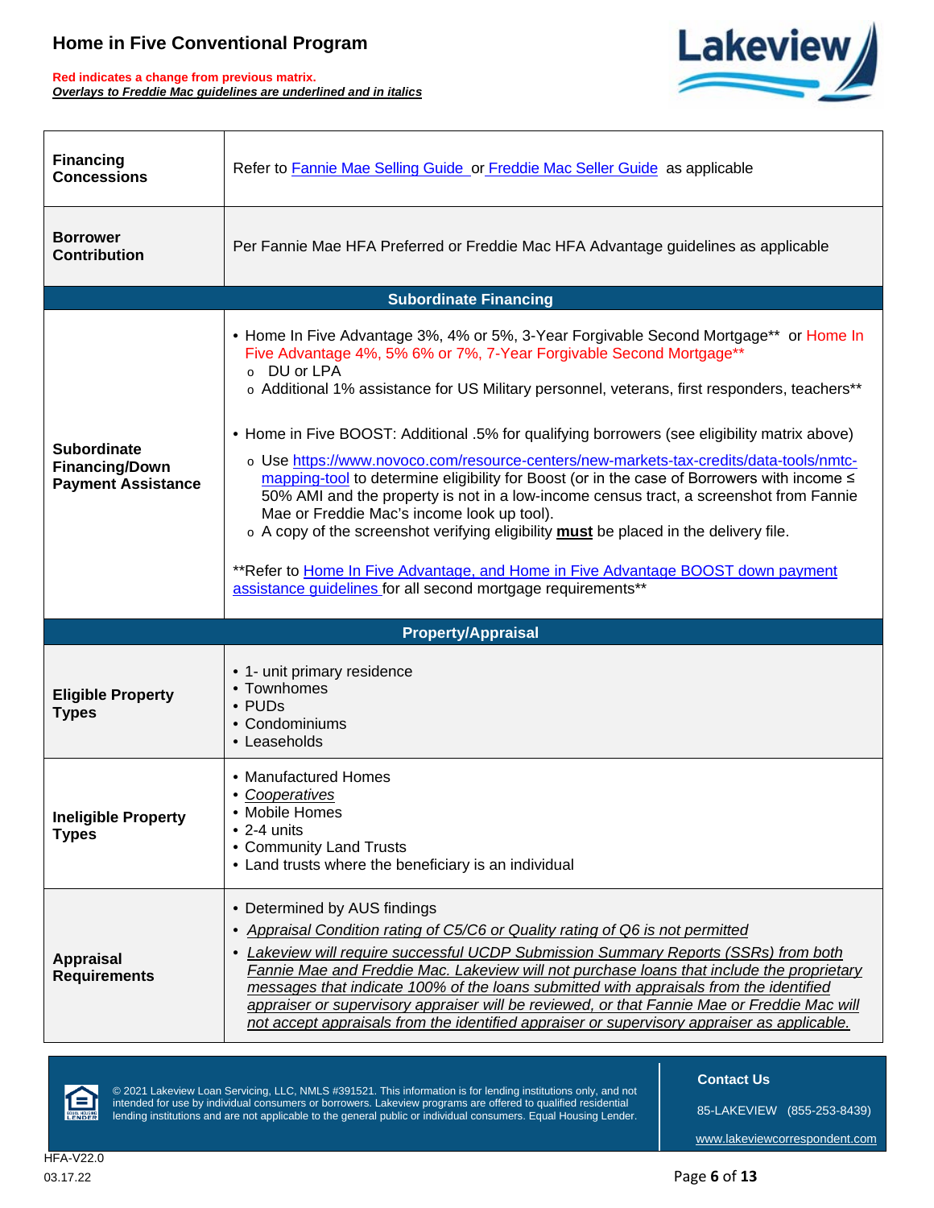# Home in Five Conventional Program

**Red indicates a change from previous matrix.**
***Overlays to Freddie Mac guidelines are underlined and in italics***

| | |
|---|---|
| **Financing Concessions** | Refer to Fannie Mae Selling Guide or Freddie Mac Seller Guide as applicable |
| **Borrower Contribution** | Per Fannie Mae HFA Preferred or Freddie Mac HFA Advantage guidelines as applicable |
| **Subordinate Financing** | |
| **Subordinate Financing/Down Payment Assistance** | • Home In Five Advantage 3%, 4% or 5%, 3-Year Forgivable Second Mortgage** or Home In Five Advantage 4%, 5% 6% or 7%, 7-Year Forgivable Second Mortgage**<br>o DU or LPA<br>o Additional 1% assistance for US Military personnel, veterans, first responders, teachers**<br><br>• Home in Five BOOST: Additional .5% for qualifying borrowers (see eligibility matrix above)<br>o Use https://www.novoco.com/resource-centers/new-markets-tax-credits/data-tools/nmtc-mapping-tool to determine eligibility for Boost (or in the case of Borrowers with income ≤ 50% AMI and the property is not in a low-income census tract, a screenshot from Fannie Mae or Freddie Mac's income look up tool).<br>o A copy of the screenshot verifying eligibility **must** be placed in the delivery file.<br><br>**Refer to Home In Five Advantage, and Home in Five Advantage BOOST down payment assistance guidelines for all second mortgage requirements** |
| **Property/Appraisal** | |
| **Eligible Property Types** | • 1- unit primary residence<br>• Townhomes<br>• PUDs<br>• Condominiums<br>• Leaseholds |
| **Ineligible Property Types** | • Manufactured Homes<br>• *<u>Cooperatives</u>*<br>• Mobile Homes<br>• 2-4 units<br>• Community Land Trusts<br>• Land trusts where the beneficiary is an individual |
| **Appraisal Requirements** | • Determined by AUS findings<br>• *<u>Appraisal Condition rating of C5/C6 or Quality rating of Q6 is not permitted</u>*<br>• *<u>Lakeview will require successful UCDP Submission Summary Reports (SSRs) from both Fannie Mae and Freddie Mac. Lakeview will not purchase loans that include the proprietary messages that indicate 100% of the loans submitted with appraisals from the identified appraiser or supervisory appraiser will be reviewed, or that Fannie Mae or Freddie Mac will not accept appraisals from the identified appraiser or supervisory appraiser as applicable.</u>* |

© 2021 Lakeview Loan Servicing, LLC, NMLS #391521. This information is for lending institutions only, and not intended for use by individual consumers or borrowers. Lakeview programs are offered to qualified residential lending institutions and are not applicable to the general public or individual consumers. Equal Housing Lender.

**Contact Us**
85-LAKEVIEW (855-253-8439)
www.lakeviewcorrespondent.com

HFA-V22.0
03.17.22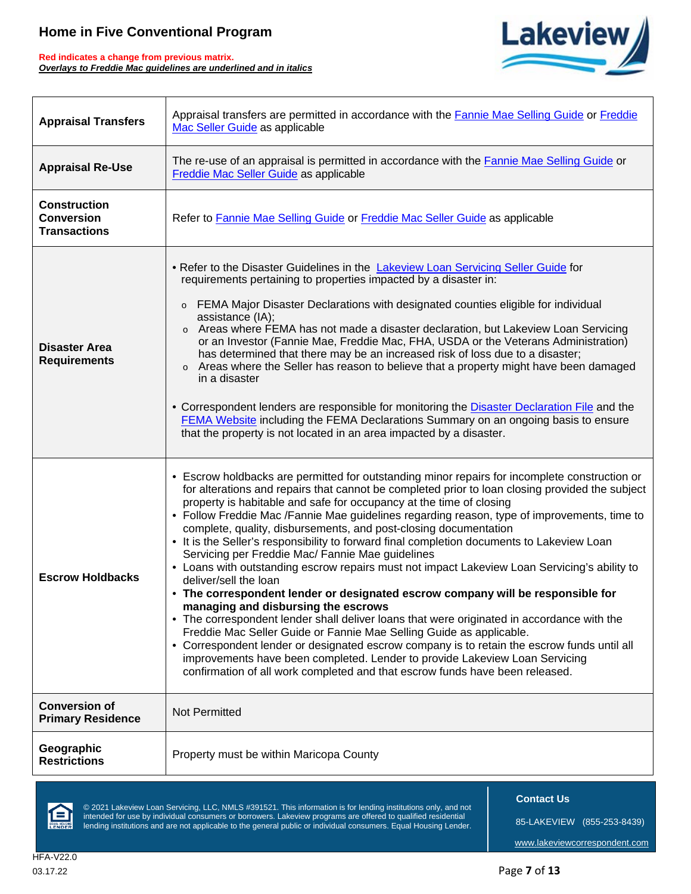# Home in Five Conventional Program

**Red indicates a change from previous matrix.**
***Overlays to Freddie Mac guidelines are underlined and in italics***

| | |
|---|---|
| **Appraisal Transfers** | Appraisal transfers are permitted in accordance with the Fannie Mae Selling Guide or Freddie Mac Seller Guide as applicable |
| **Appraisal Re-Use** | The re-use of an appraisal is permitted in accordance with the Fannie Mae Selling Guide or Freddie Mac Seller Guide as applicable |
| **Construction Conversion Transactions** | Refer to Fannie Mae Selling Guide or Freddie Mac Seller Guide as applicable |
| **Disaster Area Requirements** | • Refer to the Disaster Guidelines in the Lakeview Loan Servicing Seller Guide for requirements pertaining to properties impacted by a disaster in:<br>o FEMA Major Disaster Declarations with designated counties eligible for individual assistance (IA);<br>o Areas where FEMA has not made a disaster declaration, but Lakeview Loan Servicing or an Investor (Fannie Mae, Freddie Mac, FHA, USDA or the Veterans Administration) has determined that there may be an increased risk of loss due to a disaster;<br>o Areas where the Seller has reason to believe that a property might have been damaged in a disaster<br><br>• Correspondent lenders are responsible for monitoring the Disaster Declaration File and the FEMA Website including the FEMA Declarations Summary on an ongoing basis to ensure that the property is not located in an area impacted by a disaster. |
| **Escrow Holdbacks** | • Escrow holdbacks are permitted for outstanding minor repairs for incomplete construction or for alterations and repairs that cannot be completed prior to loan closing provided the subject property is habitable and safe for occupancy at the time of closing<br>• Follow Freddie Mac /Fannie Mae guidelines regarding reason, type of improvements, time to complete, quality, disbursements, and post-closing documentation<br>• It is the Seller's responsibility to forward final completion documents to Lakeview Loan Servicing per Freddie Mac/ Fannie Mae guidelines<br>• Loans with outstanding escrow repairs must not impact Lakeview Loan Servicing's ability to deliver/sell the loan<br>• **The correspondent lender or designated escrow company will be responsible for managing and disbursing the escrows**<br>• The correspondent lender shall deliver loans that were originated in accordance with the Freddie Mac Seller Guide or Fannie Mae Selling Guide as applicable.<br>• Correspondent lender or designated escrow company is to retain the escrow funds until all improvements have been completed. Lender to provide Lakeview Loan Servicing confirmation of all work completed and that escrow funds have been released. |
| **Conversion of Primary Residence** | Not Permitted |
| **Geographic Restrictions** | Property must be within Maricopa County |

© 2021 Lakeview Loan Servicing, LLC, NMLS #391521. This information is for lending institutions only, and not intended for use by individual consumers or borrowers. Lakeview programs are offered to qualified residential lending institutions and are not applicable to the general public or individual consumers. Equal Housing Lender.

**Contact Us**

85-LAKEVIEW (855-253-8439)

www.lakeviewcorrespondent.com

HFA-V22.0
03.17.22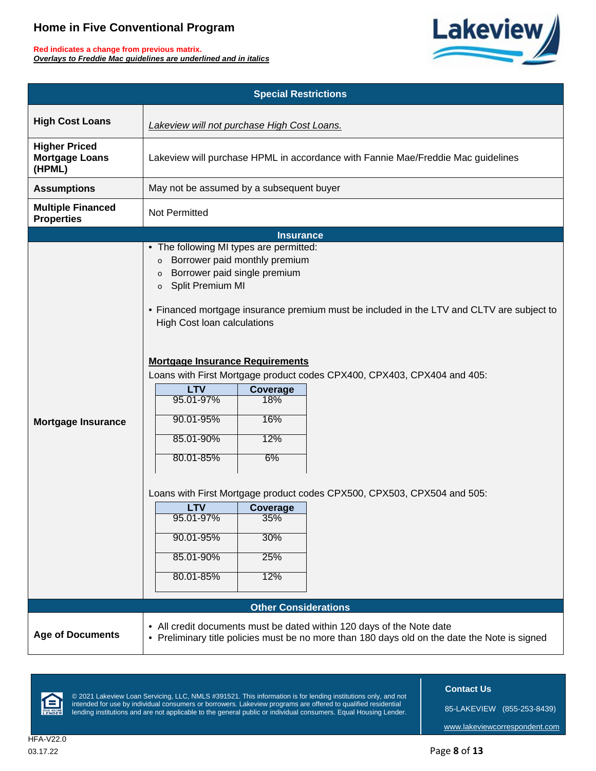# Home in Five Conventional Program

**Red indicates a change from previous matrix.**
***Overlays to Freddie Mac guidelines are underlined and in italics***

## Special Restrictions

| | |
|---|---|
| **High Cost Loans** | *<u>Lakeview will not purchase High Cost Loans.</u>* |
| **Higher Priced Mortgage Loans (HPML)** | Lakeview will purchase HPML in accordance with Fannie Mae/Freddie Mac guidelines |
| **Assumptions** | May not be assumed by a subsequent buyer |
| **Multiple Financed Properties** | Not Permitted |

## Insurance

**Mortgage Insurance**

- The following MI types are permitted:
  - Borrower paid monthly premium
  - Borrower paid single premium
  - Split Premium MI
- Financed mortgage insurance premium must be included in the LTV and CLTV are subject to High Cost loan calculations

**<u>Mortgage Insurance Requirements</u>**

Loans with First Mortgage product codes CPX400, CPX403, CPX404 and 405:

| LTV | Coverage |
|---|---|
| 95.01-97% | 18% |
| 90.01-95% | 16% |
| 85.01-90% | 12% |
| 80.01-85% | 6% |

Loans with First Mortgage product codes CPX500, CPX503, CPX504 and 505:

| LTV | Coverage |
|---|---|
| 95.01-97% | 35% |
| 90.01-95% | 30% |
| 85.01-90% | 25% |
| 80.01-85% | 12% |

## Other Considerations

**Age of Documents**

- All credit documents must be dated within 120 days of the Note date
- Preliminary title policies must be no more than 180 days old on the date the Note is signed

© 2021 Lakeview Loan Servicing, LLC, NMLS #391521. This information is for lending institutions only, and not intended for use by individual consumers or borrowers. Lakeview programs are offered to qualified residential lending institutions and are not applicable to the general public or individual consumers. Equal Housing Lender.

**Contact Us**

85-LAKEVIEW (855-253-8439)

www.lakeviewcorrespondent.com

HFA-V22.0
03.17.22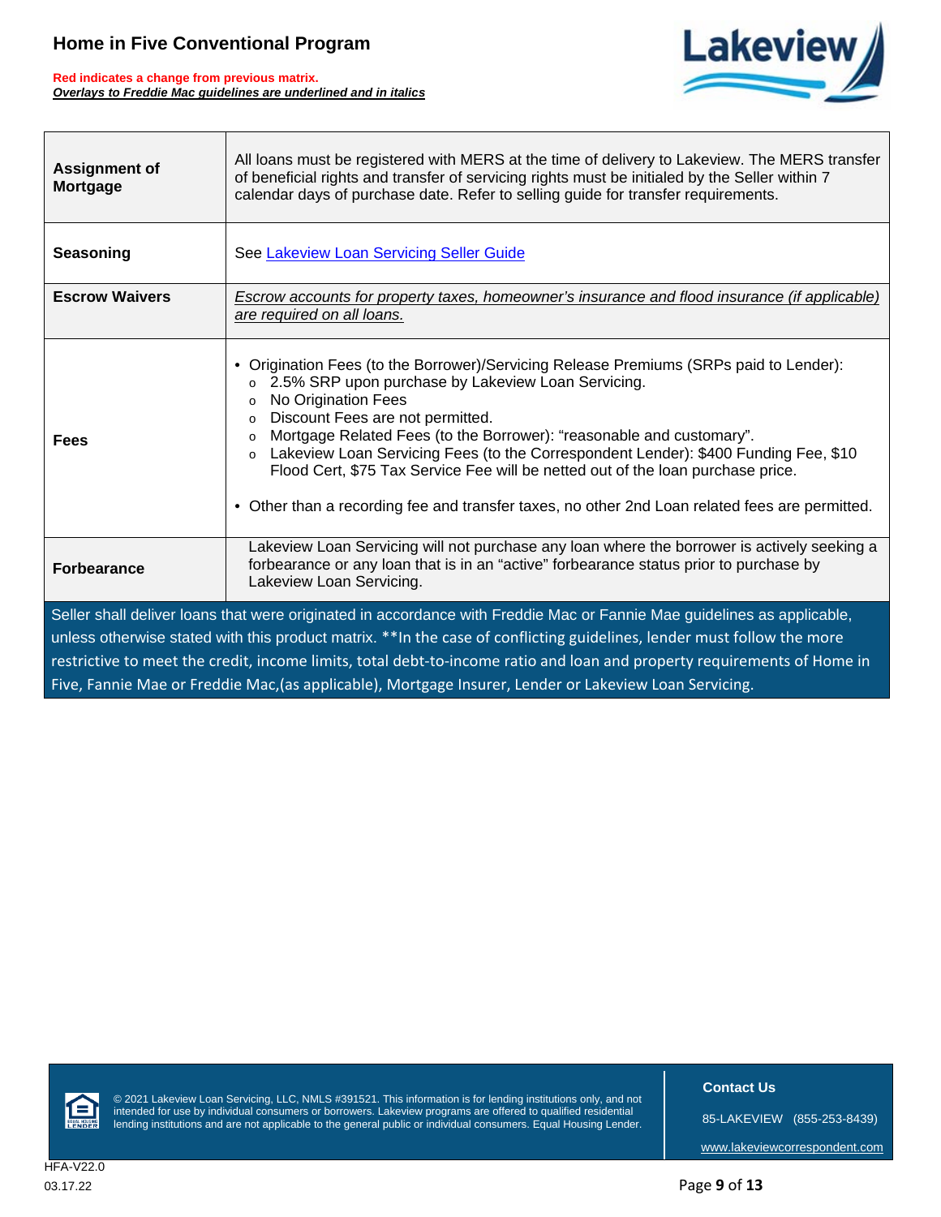| | |
|---|---|
| **Assignment of Mortgage** | All loans must be registered with MERS at the time of delivery to Lakeview. The MERS transfer of beneficial rights and transfer of servicing rights must be initialed by the Seller within 7 calendar days of purchase date. Refer to selling guide for transfer requirements. |
| **Seasoning** | See Lakeview Loan Servicing Seller Guide |
| **Escrow Waivers** | *<u>Escrow accounts for property taxes, homeowner's insurance and flood insurance (if applicable) are required on all loans.</u>* |
| **Fees** | • Origination Fees (to the Borrower)/Servicing Release Premiums (SRPs paid to Lender):<br>o 2.5% SRP upon purchase by Lakeview Loan Servicing.<br>o No Origination Fees<br>o Discount Fees are not permitted.<br>o Mortgage Related Fees (to the Borrower): "reasonable and customary".<br>o Lakeview Loan Servicing Fees (to the Correspondent Lender): $400 Funding Fee, $10 Flood Cert, $75 Tax Service Fee will be netted out of the loan purchase price.<br><br>• Other than a recording fee and transfer taxes, no other 2nd Loan related fees are permitted. |
| **Forbearance** | Lakeview Loan Servicing will not purchase any loan where the borrower is actively seeking a forbearance or any loan that is in an "active" forbearance status prior to purchase by Lakeview Loan Servicing. |

Seller shall deliver loans that were originated in accordance with Freddie Mac or Fannie Mae guidelines as applicable, unless otherwise stated with this product matrix. **In the case of conflicting guidelines, lender must follow the more restrictive to meet the credit, income limits, total debt-to-income ratio and loan and property requirements of Home in Five, Fannie Mae or Freddie Mac,(as applicable), Mortgage Insurer, Lender or Lakeview Loan Servicing.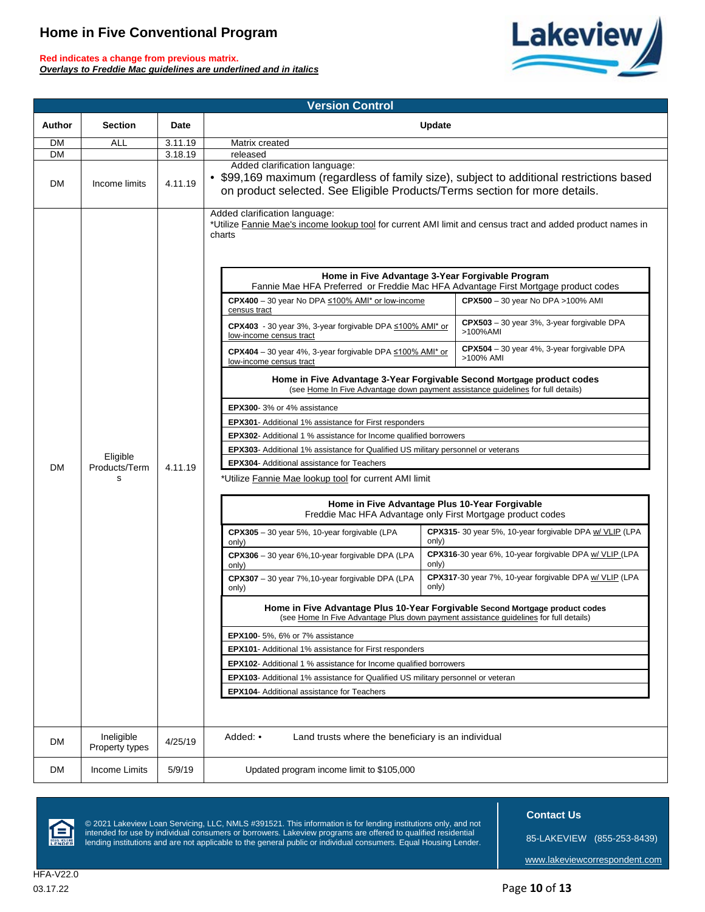# Home in Five Conventional Program

**Red indicates a change from previous matrix.**

***Overlays to Freddie Mac guidelines are underlined and in italics***

## Version Control

| Author | Section | Date | Update |
|---|---|---|---|
| DM | ALL | 3.11.19 | Matrix created |
| DM | | 3.18.19 | released |
| DM | Income limits | 4.11.19 | Added clarification language: • $99,169 maximum (regardless of family size), subject to additional restrictions based on product selected. See Eligible Products/Terms section for more details. |
| DM | Eligible Products/Terms | 4.11.19 | Added clarification language: *Utilize Fannie Mae's income lookup tool for current AMI limit and census tract and added product names in charts (see tables below) |
| DM | Ineligible Property types | 4/25/19 | Added: • Land trusts where the beneficiary is an individual |
| DM | Income Limits | 5/9/19 | Updated program income limit to $105,000 |

**Home in Five Advantage 3-Year Forgivable Program**
Fannie Mae HFA Preferred or Freddie Mac HFA Advantage First Mortgage product codes

| | |
|---|---|
| **CPX400** – 30 year No DPA ≤100% AMI* or low-income census tract | **CPX500** – 30 year No DPA >100% AMI |
| **CPX403** - 30 year 3%, 3-year forgivable DPA ≤100% AMI* or low-income census tract | **CPX503** – 30 year 3%, 3-year forgivable DPA >100%AMI |
| **CPX404** – 30 year 4%, 3-year forgivable DPA ≤100% AMI* or low-income census tract | **CPX504** – 30 year 4%, 3-year forgivable DPA >100% AMI |

**Home in Five Advantage 3-Year Forgivable Second Mortgage product codes**
(see Home In Five Advantage down payment assistance guidelines for full details)

- **EPX300**- 3% or 4% assistance
- **EPX301**- Additional 1% assistance for First responders
- **EPX302**- Additional 1 % assistance for Income qualified borrowers
- **EPX303**- Additional 1% assistance for Qualified US military personnel or veterans
- **EPX304**- Additional assistance for Teachers

*Utilize Fannie Mae lookup tool for current AMI limit

**Home in Five Advantage Plus 10-Year Forgivable**
Freddie Mac HFA Advantage only First Mortgage product codes

| | |
|---|---|
| **CPX305** – 30 year 5%, 10-year forgivable (LPA only) | **CPX315**- 30 year 5%, 10-year forgivable DPA w/ VLIP (LPA only) |
| **CPX306** – 30 year 6%,10-year forgivable DPA (LPA only) | **CPX316**-30 year 6%, 10-year forgivable DPA w/ VLIP (LPA only) |
| **CPX307** – 30 year 7%,10-year forgivable DPA (LPA only) | **CPX317**-30 year 7%, 10-year forgivable DPA w/ VLIP (LPA only) |

**Home in Five Advantage Plus 10-Year Forgivable Second Mortgage product codes**
(see Home In Five Advantage Plus down payment assistance guidelines for full details)

- **EPX100**- 5%, 6% or 7% assistance
- **EPX101**- Additional 1% assistance for First responders
- **EPX102**- Additional 1 % assistance for Income qualified borrowers
- **EPX103**- Additional 1% assistance for Qualified US military personnel or veteran
- **EPX104**- Additional assistance for Teachers

© 2021 Lakeview Loan Servicing, LLC, NMLS #391521. This information is for lending institutions only, and not intended for use by individual consumers or borrowers. Lakeview programs are offered to qualified residential lending institutions and are not applicable to the general public or individual consumers. Equal Housing Lender.

**Contact Us**

85-LAKEVIEW (855-253-8439)

www.lakeviewcorrespondent.com

HFA-V22.0
03.17.22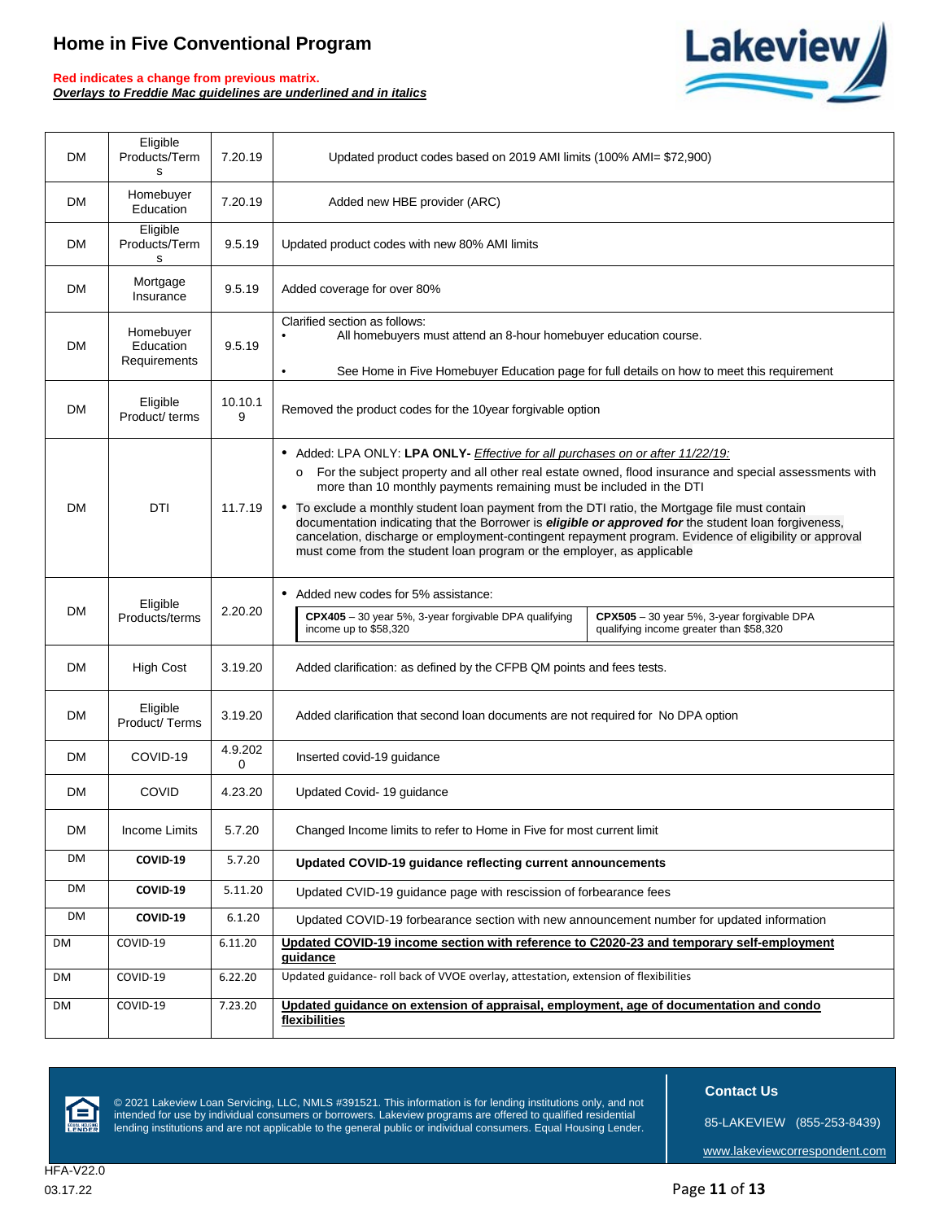# Home in Five Conventional Program

**Red indicates a change from previous matrix.**
***Overlays to Freddie Mac guidelines are underlined and in italics***

| | | | |
|---|---|---|---|
| DM | Eligible Products/Terms | 7.20.19 | Updated product codes based on 2019 AMI limits (100% AMI= $72,900) |
| DM | Homebuyer Education | 7.20.19 | Added new HBE provider (ARC) |
| DM | Eligible Products/Terms | 9.5.19 | Updated product codes with new 80% AMI limits |
| DM | Mortgage Insurance | 9.5.19 | Added coverage for over 80% |
| DM | Homebuyer Education Requirements | 9.5.19 | Clarified section as follows:<br>• All homebuyers must attend an 8-hour homebuyer education course.<br>• See Home in Five Homebuyer Education page for full details on how to meet this requirement |
| DM | Eligible Product/ terms | 10.10.19 | Removed the product codes for the 10year forgivable option |
| DM | DTI | 11.7.19 | • Added: LPA ONLY: **LPA ONLY-** *<u>Effective for all purchases on or after 11/22/19:</u>*<br>o For the subject property and all other real estate owned, flood insurance and special assessments with more than 10 monthly payments remaining must be included in the DTI<br>• To exclude a monthly student loan payment from the DTI ratio, the Mortgage file must contain documentation indicating that the Borrower is ***eligible or approved for*** the student loan forgiveness, cancelation, discharge or employment-contingent repayment program. Evidence of eligibility or approval must come from the student loan program or the employer, as applicable |
| DM | Eligible Products/terms | 2.20.20 | • Added new codes for 5% assistance:<br>**CPX405** – 30 year 5%, 3-year forgivable DPA qualifying income up to $58,320<br>**CPX505** – 30 year 5%, 3-year forgivable DPA qualifying income greater than $58,320 |
| DM | High Cost | 3.19.20 | Added clarification: as defined by the CFPB QM points and fees tests. |
| DM | Eligible Product/ Terms | 3.19.20 | Added clarification that second loan documents are not required for No DPA option |
| DM | COVID-19 | 4.9.2020 | Inserted covid-19 guidance |
| DM | COVID | 4.23.20 | Updated Covid- 19 guidance |
| DM | Income Limits | 5.7.20 | Changed Income limits to refer to Home in Five for most current limit |
| DM | **COVID-19** | 5.7.20 | **Updated COVID-19 guidance reflecting current announcements** |
| DM | **COVID-19** | 5.11.20 | Updated CVID-19 guidance page with rescission of forbearance fees |
| DM | **COVID-19** | 6.1.20 | Updated COVID-19 forbearance section with new announcement number for updated information |
| DM | COVID-19 | 6.11.20 | **<u>Updated COVID-19 income section with reference to C2020-23 and temporary self-employment guidance</u>** |
| DM | COVID-19 | 6.22.20 | Updated guidance- roll back of VVOE overlay, attestation, extension of flexibilities |
| DM | COVID-19 | 7.23.20 | **<u>Updated guidance on extension of appraisal, employment, age of documentation and condo flexibilities</u>** |

© 2021 Lakeview Loan Servicing, LLC, NMLS #391521. This information is for lending institutions only, and not intended for use by individual consumers or borrowers. Lakeview programs are offered to qualified residential lending institutions and are not applicable to the general public or individual consumers. Equal Housing Lender.

**Contact Us**

85-LAKEVIEW (855-253-8439)

www.lakeviewcorrespondent.com

HFA-V22.0
03.17.22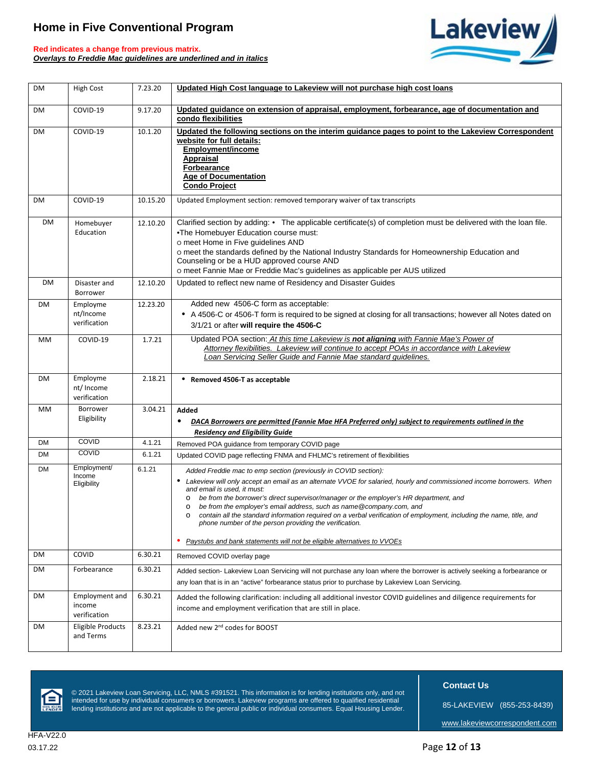# Home in Five Conventional Program

**Red indicates a change from previous matrix.**
***<u>Overlays to Freddie Mac guidelines are underlined and in italics</u>***

| | | | |
|---|---|---|---|
| DM | High Cost | 7.23.20 | **<u>Updated High Cost language to Lakeview will not purchase high cost loans</u>** |
| DM | COVID-19 | 9.17.20 | **<u>Updated guidance on extension of appraisal, employment, forbearance, age of documentation and condo flexibilities</u>** |
| DM | COVID-19 | 10.1.20 | **<u>Updated the following sections on the interim guidance pages to point to the Lakeview Correspondent website for full details:</u>**<br>**<u>Employment/income</u>**<br>**<u>Appraisal</u>**<br>**<u>Forbearance</u>**<br>**<u>Age of Documentation</u>**<br>**<u>Condo Project</u>** |
| DM | COVID-19 | 10.15.20 | Updated Employment section: removed temporary waiver of tax transcripts |
| DM | Homebuyer Education | 12.10.20 | Clarified section by adding: • The applicable certificate(s) of completion must be delivered with the loan file.<br>•The Homebuyer Education course must:<br>o meet Home in Five guidelines AND<br>o meet the standards defined by the National Industry Standards for Homeownership Education and Counseling or be a HUD approved course AND<br>o meet Fannie Mae or Freddie Mac's guidelines as applicable per AUS utilized |
| DM | Disaster and Borrower | 12.10.20 | Updated to reflect new name of Residency and Disaster Guides |
| DM | Employment/Income verification | 12.23.20 | Added new 4506-C form as acceptable:<br>• A 4506-C or 4506-T form is required to be signed at closing for all transactions; however all Notes dated on 3/1/21 or after **will require the 4506-C** |
| MM | COVID-19 | 1.7.21 | Updated POA section: *<u>At this time Lakeview is **not aligning** with Fannie Mae's Power of Attorney flexibilities. Lakeview will continue to accept POAs in accordance with Lakeview Loan Servicing Seller Guide and Fannie Mae standard guidelines.</u>* |
| DM | Employment/ Income verification | 2.18.21 | • **Removed 4506-T as acceptable** |
| MM | Borrower Eligibility | 3.04.21 | **Added**<br>• ***<u>DACA Borrowers are permitted (Fannie Mae HFA Preferred only) subject to requirements outlined in the Residency and Eligibility Guide</u>*** |
| DM | COVID | 4.1.21 | Removed POA guidance from temporary COVID page |
| DM | COVID | 6.1.21 | Updated COVID page reflecting FNMA and FHLMC's retirement of flexibilities |
| DM | Employment/ Income Eligibility | 6.1.21 | *Added Freddie mac to emp section (previously in COVID section):*<br>• *Lakeview will only accept an email as an alternate VVOE for salaried, hourly and commissioned income borrowers. When and email is used, it must:*<br>o *be from the borrower's direct supervisor/manager or the employer's HR department, and*<br>o *be from the employer's email address, such as name@company.com, and*<br>o *contain all the standard information required on a verbal verification of employment, including the name, title, and phone number of the person providing the verification.*<br>• *<u>Paystubs and bank statements will not be eligible alternatives to VVOEs</u>* |
| DM | COVID | 6.30.21 | Removed COVID overlay page |
| DM | Forbearance | 6.30.21 | Added section- Lakeview Loan Servicing will not purchase any loan where the borrower is actively seeking a forbearance or any loan that is in an "active" forbearance status prior to purchase by Lakeview Loan Servicing. |
| DM | Employment and income verification | 6.30.21 | Added the following clarification: including all additional investor COVID guidelines and diligence requirements for income and employment verification that are still in place. |
| DM | Eligible Products and Terms | 8.23.21 | Added new 2nd codes for BOOST |

© 2021 Lakeview Loan Servicing, LLC, NMLS #391521. This information is for lending institutions only, and not intended for use by individual consumers or borrowers. Lakeview programs are offered to qualified residential lending institutions and are not applicable to the general public or individual consumers. Equal Housing Lender.

**Contact Us**

85-LAKEVIEW (855-253-8439)

www.lakeviewcorrespondent.com

HFA-V22.0
03.17.22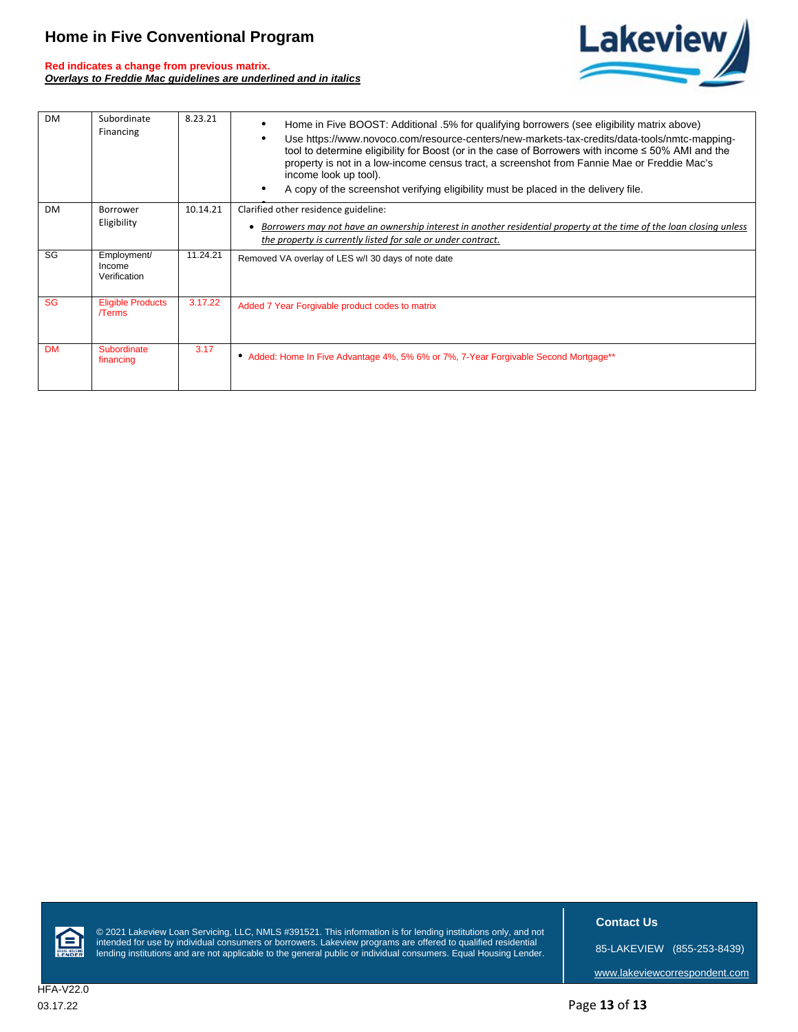# Home in Five Conventional Program

Red indicates a change from previous matrix.

***<u>Overlays to Freddie Mac guidelines are underlined and in italics</u>***

| | | | |
|---|---|---|---|
| DM | Subordinate Financing | 8.23.21 | • Home in Five BOOST: Additional .5% for qualifying borrowers (see eligibility matrix above)<br>• Use https://www.novoco.com/resource-centers/new-markets-tax-credits/data-tools/nmtc-mapping-tool to determine eligibility for Boost (or in the case of Borrowers with income ≤ 50% AMI and the property is not in a low-income census tract, a screenshot from Fannie Mae or Freddie Mac's income look up tool).<br>• A copy of the screenshot verifying eligibility must be placed in the delivery file. |
| DM | Borrower Eligibility | 10.14.21 | Clarified other residence guideline:<br>• ***<u>Borrowers may not have an ownership interest in another residential property at the time of the loan closing unless the property is currently listed for sale or under contract.</u>*** |
| SG | Employment/ Income Verification | 11.24.21 | Removed VA overlay of LES w/I 30 days of note date |
| SG | Eligible Products /Terms | 3.17.22 | Added 7 Year Forgivable product codes to matrix |
| DM | Subordinate financing | 3.17 | • Added: Home In Five Advantage 4%, 5% 6% or 7%, 7-Year Forgivable Second Mortgage** |

© 2021 Lakeview Loan Servicing, LLC, NMLS #391521. This information is for lending institutions only, and not intended for use by individual consumers or borrowers. Lakeview programs are offered to qualified residential lending institutions and are not applicable to the general public or individual consumers. Equal Housing Lender.

**Contact Us**

85-LAKEVIEW (855-253-8439)

www.lakeviewcorrespondent.com

HFA-V22.0

03.17.22